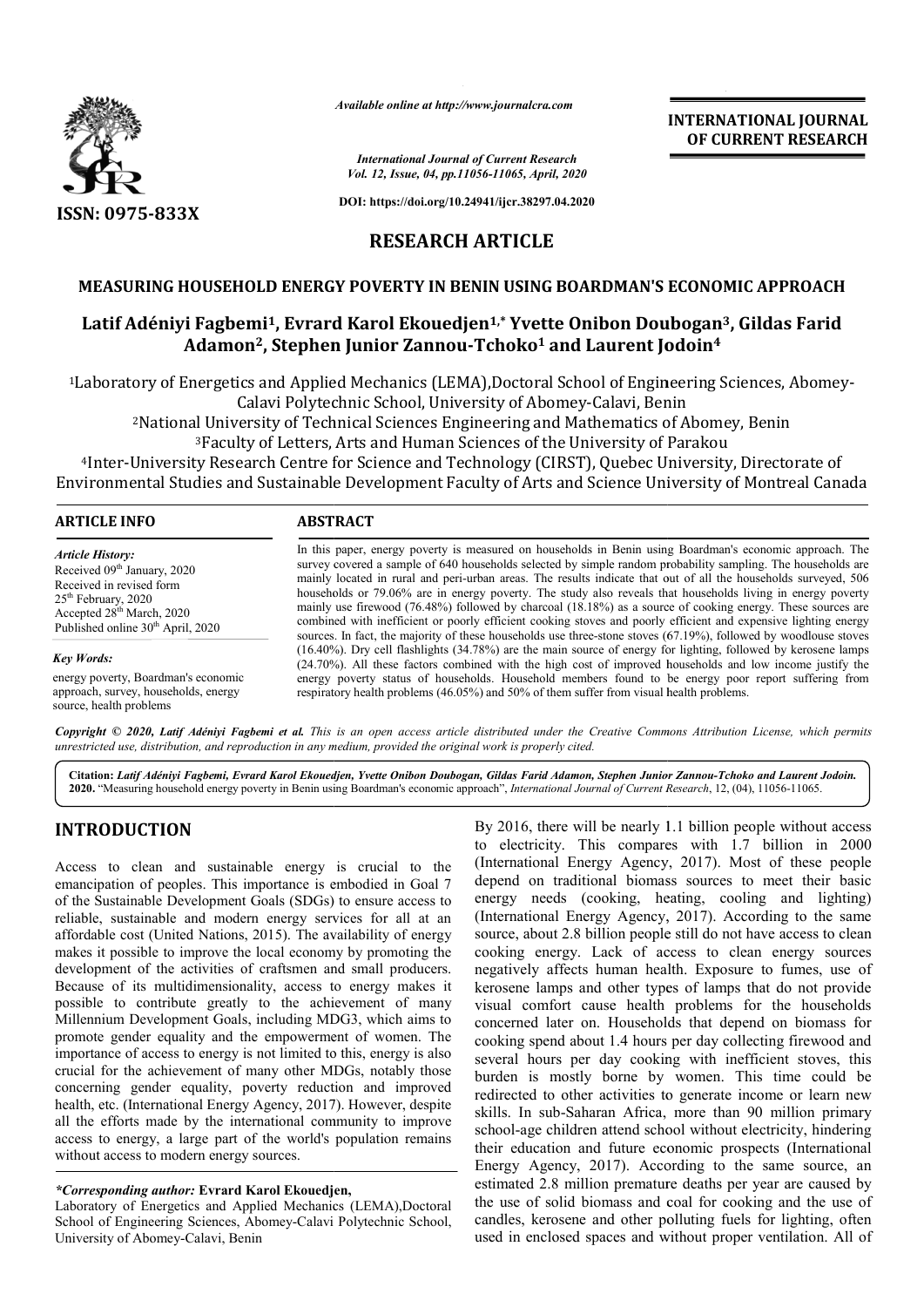*Available online at http://www.journalcra.com*

*International Journal of Current Research*
*Vol. 12, Issue, 04, pp.11056-11065, April, 2020*

**DOI: https://doi.org/10.24941/ijcr.38297.04.2020**

**ISSN: 0975-833X**

**INTERNATIONAL JOURNAL OF CURRENT RESEARCH**

# RESEARCH ARTICLE

## MEASURING HOUSEHOLD ENERGY POVERTY IN BENIN USING BOARDMAN'S ECONOMIC APPROACH

**Latif Adéniyi Fagbemi[1], Evrard Karol Ekouedjen[1,*] Yvette Onibon Doubogan[3], Gildas Farid Adamon[2], Stephen Junior Zannou-Tchoko[1] and Laurent Jodoin[4]**

[1]Laboratory of Energetics and Applied Mechanics (LEMA),Doctoral School of Engineering Sciences, Abomey-Calavi Polytechnic School, University of Abomey-Calavi, Benin

[2]National University of Technical Sciences Engineering and Mathematics of Abomey, Benin

[3]Faculty of Letters, Arts and Human Sciences of the University of Parakou

[4]Inter-University Research Centre for Science and Technology (CIRST), Quebec University, Directorate of Environmental Studies and Sustainable Development Faculty of Arts and Science University of Montreal Canada

### ARTICLE INFO

*Article History:*
Received 09th January, 2020
Received in revised form
25th February, 2020
Accepted 28th March, 2020
Published online 30th April, 2020

*Key Words:*
energy poverty, Boardman's economic approach, survey, households, energy source, health problems

### ABSTRACT

In this paper, energy poverty is measured on households in Benin using Boardman's economic approach. The survey covered a sample of 640 households selected by simple random probability sampling. The households are mainly located in rural and peri-urban areas. The results indicate that out of all the households surveyed, 506 households or 79.06% are in energy poverty. The study also reveals that households living in energy poverty mainly use firewood (76.48%) followed by charcoal (18.18%) as a source of cooking energy. These sources are combined with inefficient or poorly efficient cooking stoves and poorly efficient and expensive lighting energy sources. In fact, the majority of these households use three-stone stoves (67.19%), followed by woodlouse stoves (16.40%). Dry cell flashlights (34.78%) are the main source of energy for lighting, followed by kerosene lamps (24.70%). All these factors combined with the high cost of improved households and low income justify the energy poverty status of households. Household members found to be energy poor report suffering from respiratory health problems (46.05%) and 50% of them suffer from visual health problems.

*Copyright © 2020, Latif Adéniyi Fagbemi et al. This is an open access article distributed under the Creative Commons Attribution License, which permits unrestricted use, distribution, and reproduction in any medium, provided the original work is properly cited.*

**Citation:** *Latif Adéniyi Fagbemi, Evrard Karol Ekouedjen, Yvette Onibon Doubogan, Gildas Farid Adamon, Stephen Junior Zannou-Tchoko and Laurent Jodoin.* **2020.** "Measuring household energy poverty in Benin using Boardman's economic approach", *International Journal of Current Research*, 12, (04), 11056-11065.

## INTRODUCTION

Access to clean and sustainable energy is crucial to the emancipation of peoples. This importance is embodied in Goal 7 of the Sustainable Development Goals (SDGs) to ensure access to reliable, sustainable and modern energy services for all at an affordable cost (United Nations, 2015). The availability of energy makes it possible to improve the local economy by promoting the development of the activities of craftsmen and small producers. Because of its multidimensionality, access to energy makes it possible to contribute greatly to the achievement of many Millennium Development Goals, including MDG3, which aims to promote gender equality and the empowerment of women. The importance of access to energy is not limited to this, energy is also crucial for the achievement of many other MDGs, notably those concerning gender equality, poverty reduction and improved health, etc. (International Energy Agency, 2017). However, despite all the efforts made by the international community to improve access to energy, a large part of the world's population remains without access to modern energy sources.

By 2016, there will be nearly 1.1 billion people without access to electricity. This compares with 1.7 billion in 2000 (International Energy Agency, 2017). Most of these people depend on traditional biomass sources to meet their basic energy needs (cooking, heating, cooling and lighting) (International Energy Agency, 2017). According to the same source, about 2.8 billion people still do not have access to clean cooking energy. Lack of access to clean energy sources negatively affects human health. Exposure to fumes, use of kerosene lamps and other types of lamps that do not provide visual comfort cause health problems for the households concerned later on. Households that depend on biomass for cooking spend about 1.4 hours per day collecting firewood and several hours per day cooking with inefficient stoves, this burden is mostly borne by women. This time could be redirected to other activities to generate income or learn new skills. In sub-Saharan Africa, more than 90 million primary school-age children attend school without electricity, hindering their education and future economic prospects (International Energy Agency, 2017). According to the same source, an estimated 2.8 million premature deaths per year are caused by the use of solid biomass and coal for cooking and the use of candles, kerosene and other polluting fuels for lighting, often used in enclosed spaces and without proper ventilation. All of

*\*Corresponding author:* **Evrard Karol Ekouedjen,**
Laboratory of Energetics and Applied Mechanics (LEMA),Doctoral School of Engineering Sciences, Abomey-Calavi Polytechnic School, University of Abomey-Calavi, Benin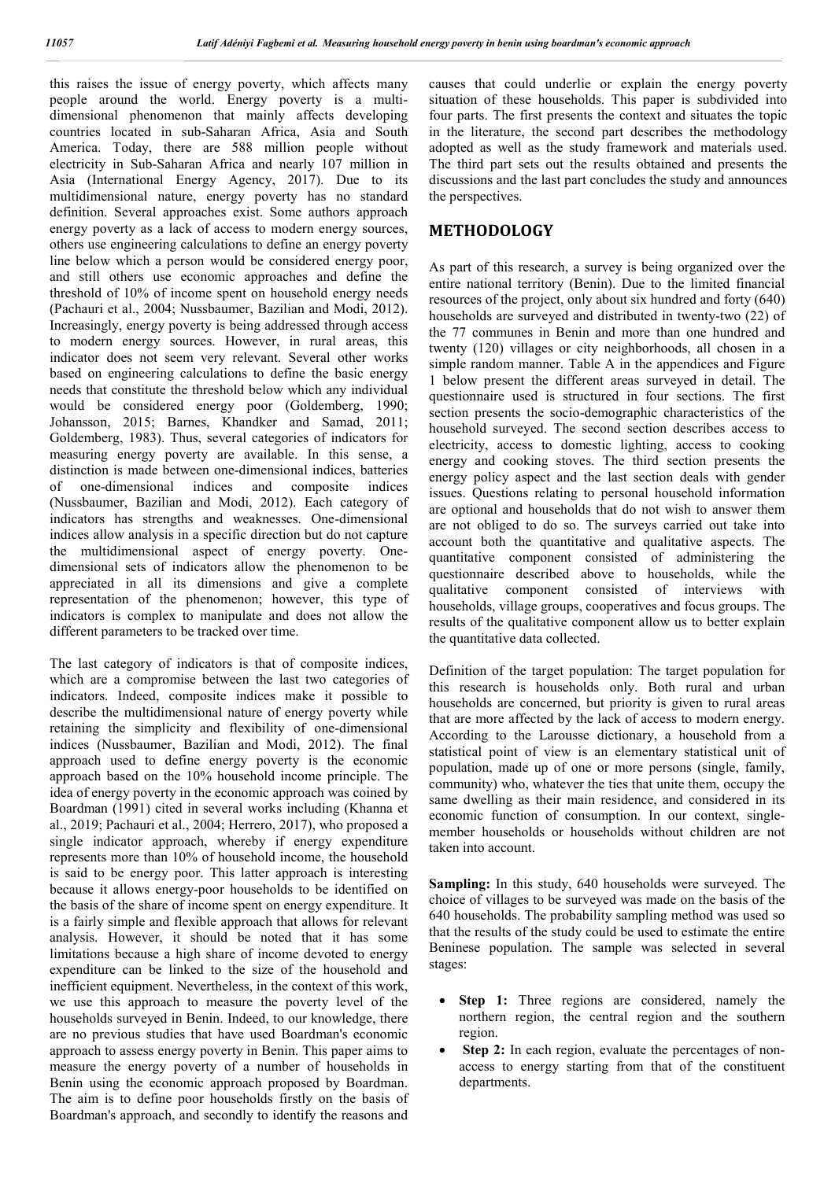this raises the issue of energy poverty, which affects many people around the world. Energy poverty is a multi-dimensional phenomenon that mainly affects developing countries located in sub-Saharan Africa, Asia and South America. Today, there are 588 million people without electricity in Sub-Saharan Africa and nearly 107 million in Asia (International Energy Agency, 2017). Due to its multidimensional nature, energy poverty has no standard definition. Several approaches exist. Some authors approach energy poverty as a lack of access to modern energy sources, others use engineering calculations to define an energy poverty line below which a person would be considered energy poor, and still others use economic approaches and define the threshold of 10% of income spent on household energy needs (Pachauri et al., 2004; Nussbaumer, Bazilian and Modi, 2012). Increasingly, energy poverty is being addressed through access to modern energy sources. However, in rural areas, this indicator does not seem very relevant. Several other works based on engineering calculations to define the basic energy needs that constitute the threshold below which any individual would be considered energy poor (Goldemberg, 1990; Johansson, 2015; Barnes, Khandker and Samad, 2011; Goldemberg, 1983). Thus, several categories of indicators for measuring energy poverty are available. In this sense, a distinction is made between one-dimensional indices, batteries of one-dimensional indices and composite indices (Nussbaumer, Bazilian and Modi, 2012). Each category of indicators has strengths and weaknesses. One-dimensional indices allow analysis in a specific direction but do not capture the multidimensional aspect of energy poverty. One-dimensional sets of indicators allow the phenomenon to be appreciated in all its dimensions and give a complete representation of the phenomenon; however, this type of indicators is complex to manipulate and does not allow the different parameters to be tracked over time.

The last category of indicators is that of composite indices, which are a compromise between the last two categories of indicators. Indeed, composite indices make it possible to describe the multidimensional nature of energy poverty while retaining the simplicity and flexibility of one-dimensional indices (Nussbaumer, Bazilian and Modi, 2012). The final approach used to define energy poverty is the economic approach based on the 10% household income principle. The idea of energy poverty in the economic approach was coined by Boardman (1991) cited in several works including (Khanna et al., 2019; Pachauri et al., 2004; Herrero, 2017), who proposed a single indicator approach, whereby if energy expenditure represents more than 10% of household income, the household is said to be energy poor. This latter approach is interesting because it allows energy-poor households to be identified on the basis of the share of income spent on energy expenditure. It is a fairly simple and flexible approach that allows for relevant analysis. However, it should be noted that it has some limitations because a high share of income devoted to energy expenditure can be linked to the size of the household and inefficient equipment. Nevertheless, in the context of this work, we use this approach to measure the poverty level of the households surveyed in Benin. Indeed, to our knowledge, there are no previous studies that have used Boardman's economic approach to assess energy poverty in Benin. This paper aims to measure the energy poverty of a number of households in Benin using the economic approach proposed by Boardman. The aim is to define poor households firstly on the basis of Boardman's approach, and secondly to identify the reasons and causes that could underlie or explain the energy poverty situation of these households. This paper is subdivided into four parts. The first presents the context and situates the topic in the literature, the second part describes the methodology adopted as well as the study framework and materials used. The third part sets out the results obtained and presents the discussions and the last part concludes the study and announces the perspectives.

## METHODOLOGY

As part of this research, a survey is being organized over the entire national territory (Benin). Due to the limited financial resources of the project, only about six hundred and forty (640) households are surveyed and distributed in twenty-two (22) of the 77 communes in Benin and more than one hundred and twenty (120) villages or city neighborhoods, all chosen in a simple random manner. Table A in the appendices and Figure 1 below present the different areas surveyed in detail. The questionnaire used is structured in four sections. The first section presents the socio-demographic characteristics of the household surveyed. The second section describes access to electricity, access to domestic lighting, access to cooking energy and cooking stoves. The third section presents the energy policy aspect and the last section deals with gender issues. Questions relating to personal household information are optional and households that do not wish to answer them are not obliged to do so. The surveys carried out take into account both the quantitative and qualitative aspects. The quantitative component consisted of administering the questionnaire described above to households, while the qualitative component consisted of interviews with households, village groups, cooperatives and focus groups. The results of the qualitative component allow us to better explain the quantitative data collected.

Definition of the target population: The target population for this research is households only. Both rural and urban households are concerned, but priority is given to rural areas that are more affected by the lack of access to modern energy. According to the Larousse dictionary, a household from a statistical point of view is an elementary statistical unit of population, made up of one or more persons (single, family, community) who, whatever the ties that unite them, occupy the same dwelling as their main residence, and considered in its economic function of consumption. In our context, single-member households or households without children are not taken into account.

**Sampling:** In this study, 640 households were surveyed. The choice of villages to be surveyed was made on the basis of the 640 households. The probability sampling method was used so that the results of the study could be used to estimate the entire Beninese population. The sample was selected in several stages:

- **Step 1:** Three regions are considered, namely the northern region, the central region and the southern region.
- **Step 2:** In each region, evaluate the percentages of non-access to energy starting from that of the constituent departments.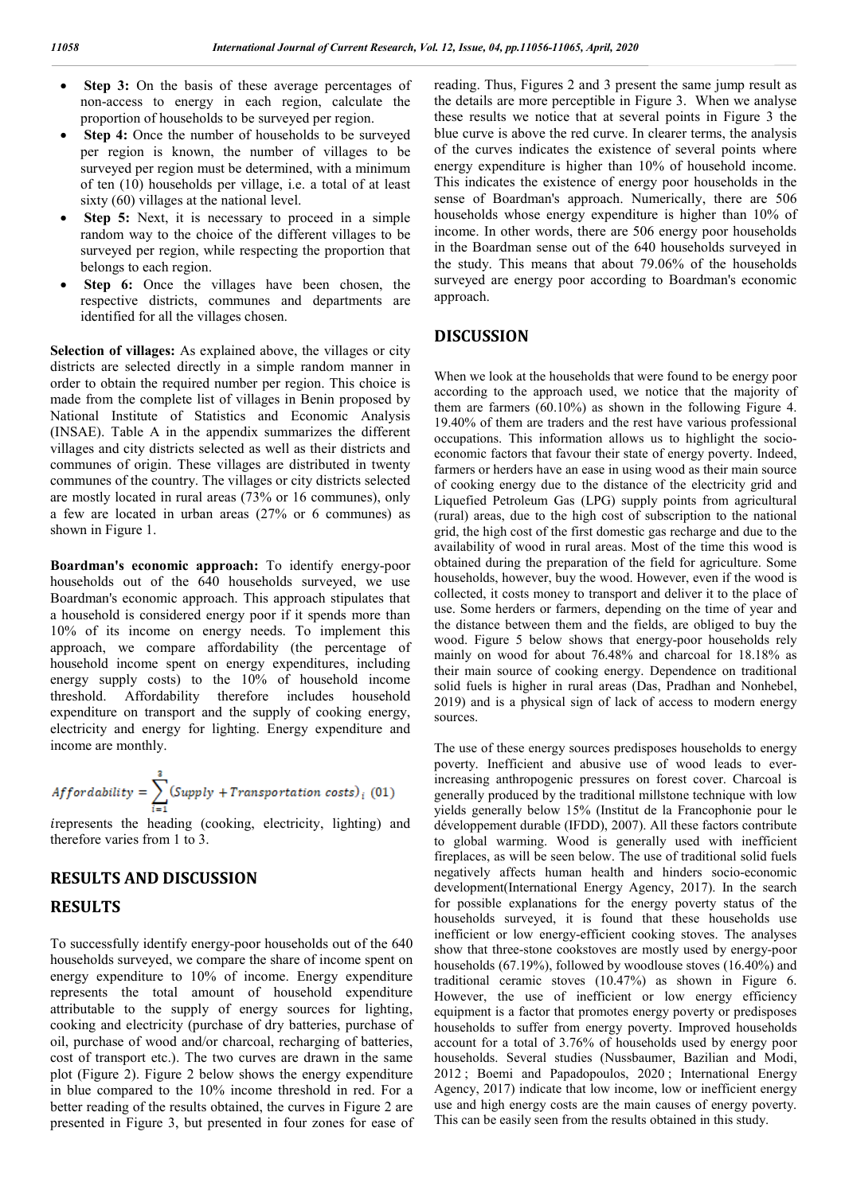- **Step 3:** On the basis of these average percentages of non-access to energy in each region, calculate the proportion of households to be surveyed per region.
- **Step 4:** Once the number of households to be surveyed per region is known, the number of villages to be surveyed per region must be determined, with a minimum of ten (10) households per village, i.e. a total of at least sixty (60) villages at the national level.
- **Step 5:** Next, it is necessary to proceed in a simple random way to the choice of the different villages to be surveyed per region, while respecting the proportion that belongs to each region.
- **Step 6:** Once the villages have been chosen, the respective districts, communes and departments are identified for all the villages chosen.

**Selection of villages:** As explained above, the villages or city districts are selected directly in a simple random manner in order to obtain the required number per region. This choice is made from the complete list of villages in Benin proposed by National Institute of Statistics and Economic Analysis (INSAE). Table A in the appendix summarizes the different villages and city districts selected as well as their districts and communes of origin. These villages are distributed in twenty communes of the country. The villages or city districts selected are mostly located in rural areas (73% or 16 communes), only a few are located in urban areas (27% or 6 communes) as shown in Figure 1.

**Boardman's economic approach:** To identify energy-poor households out of the 640 households surveyed, we use Boardman's economic approach. This approach stipulates that a household is considered energy poor if it spends more than 10% of its income on energy needs. To implement this approach, we compare affordability (the percentage of household income spent on energy expenditures, including energy supply costs) to the 10% of household income threshold. Affordability therefore includes household expenditure on transport and the supply of cooking energy, electricity and energy for lighting. Energy expenditure and income are monthly.

$$Affordability = \sum_{i=1}^{3} (Supply + Transportation\ costs)_i \quad (01)$$

$i$ represents the heading (cooking, electricity, lighting) and therefore varies from 1 to 3.

## RESULTS AND DISCUSSION

### RESULTS

To successfully identify energy-poor households out of the 640 households surveyed, we compare the share of income spent on energy expenditure to 10% of income. Energy expenditure represents the total amount of household expenditure attributable to the supply of energy sources for lighting, cooking and electricity (purchase of dry batteries, purchase of oil, purchase of wood and/or charcoal, recharging of batteries, cost of transport etc.). The two curves are drawn in the same plot (Figure 2). Figure 2 below shows the energy expenditure in blue compared to the 10% income threshold in red. For a better reading of the results obtained, the curves in Figure 2 are presented in Figure 3, but presented in four zones for ease of reading. Thus, Figures 2 and 3 present the same jump result as the details are more perceptible in Figure 3. When we analyse these results we notice that at several points in Figure 3 the blue curve is above the red curve. In clearer terms, the analysis of the curves indicates the existence of several points where energy expenditure is higher than 10% of household income. This indicates the existence of energy poor households in the sense of Boardman's approach. Numerically, there are 506 households whose energy expenditure is higher than 10% of income. In other words, there are 506 energy poor households in the Boardman sense out of the 640 households surveyed in the study. This means that about 79.06% of the households surveyed are energy poor according to Boardman's economic approach.

### DISCUSSION

When we look at the households that were found to be energy poor according to the approach used, we notice that the majority of them are farmers (60.10%) as shown in the following Figure 4. 19.40% of them are traders and the rest have various professional occupations. This information allows us to highlight the socio-economic factors that favour their state of energy poverty. Indeed, farmers or herders have an ease in using wood as their main source of cooking energy due to the distance of the electricity grid and Liquefied Petroleum Gas (LPG) supply points from agricultural (rural) areas, due to the high cost of subscription to the national grid, the high cost of the first domestic gas recharge and due to the availability of wood in rural areas. Most of the time this wood is obtained during the preparation of the field for agriculture. Some households, however, buy the wood. However, even if the wood is collected, it costs money to transport and deliver it to the place of use. Some herders or farmers, depending on the time of year and the distance between them and the fields, are obliged to buy the wood. Figure 5 below shows that energy-poor households rely mainly on wood for about 76.48% and charcoal for 18.18% as their main source of cooking energy. Dependence on traditional solid fuels is higher in rural areas (Das, Pradhan and Nonhebel, 2019) and is a physical sign of lack of access to modern energy sources.

The use of these energy sources predisposes households to energy poverty. Inefficient and abusive use of wood leads to ever-increasing anthropogenic pressures on forest cover. Charcoal is generally produced by the traditional millstone technique with low yields generally below 15% (Institut de la Francophonie pour le développement durable (IFDD), 2007). All these factors contribute to global warming. Wood is generally used with inefficient fireplaces, as will be seen below. The use of traditional solid fuels negatively affects human health and hinders socio-economic development(International Energy Agency, 2017). In the search for possible explanations for the energy poverty status of the households surveyed, it is found that these households use inefficient or low energy-efficient cooking stoves. The analyses show that three-stone cookstoves are mostly used by energy-poor households (67.19%), followed by woodlouse stoves (16.40%) and traditional ceramic stoves (10.47%) as shown in Figure 6. However, the use of inefficient or low energy efficiency equipment is a factor that promotes energy poverty or predisposes households to suffer from energy poverty. Improved households account for a total of 3.76% of households used by energy poor households. Several studies (Nussbaumer, Bazilian and Modi, 2012 ; Boemi and Papadopoulos, 2020 ; International Energy Agency, 2017) indicate that low income, low or inefficient energy use and high energy costs are the main causes of energy poverty. This can be easily seen from the results obtained in this study.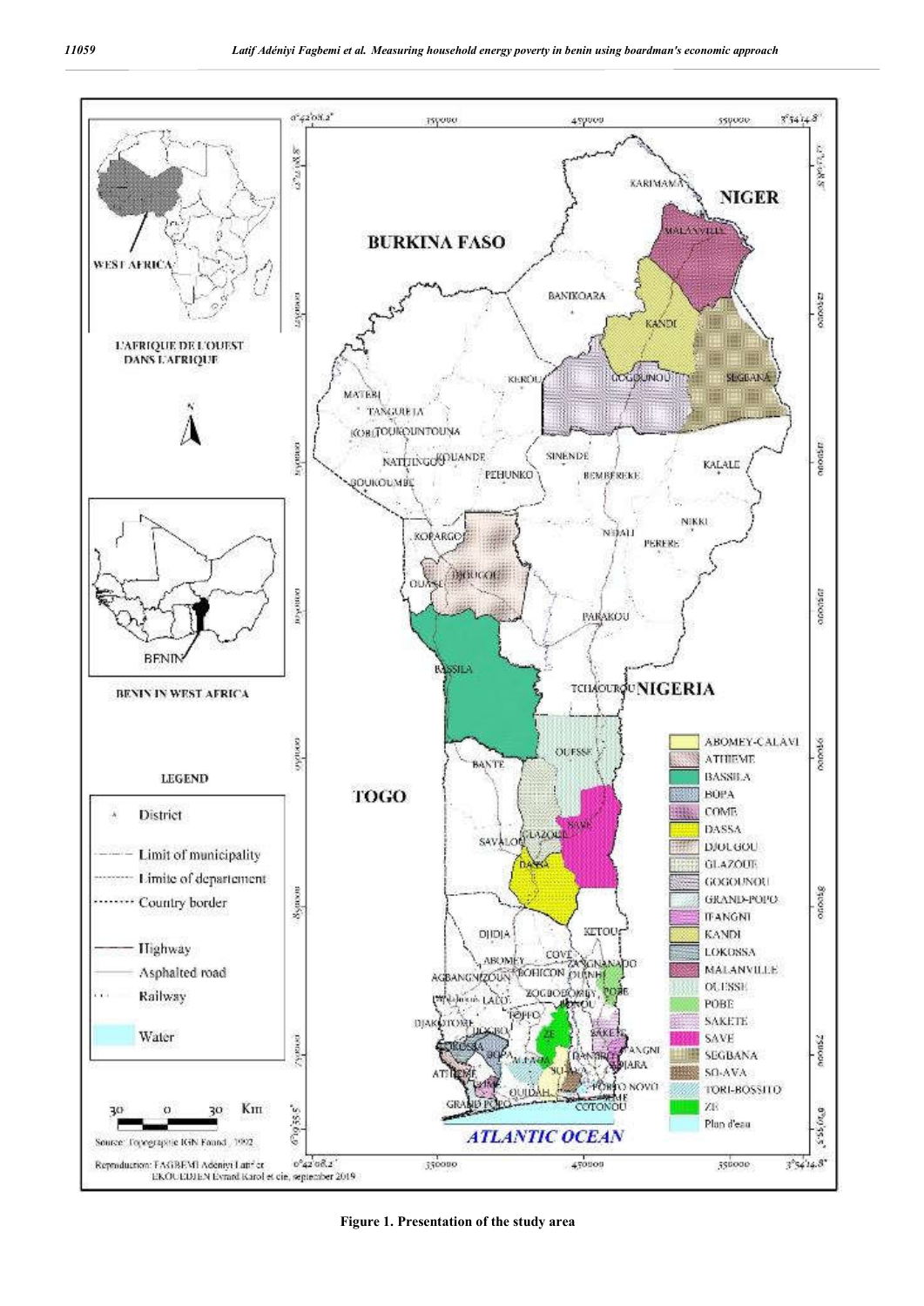Figure 1. Presentation of the study area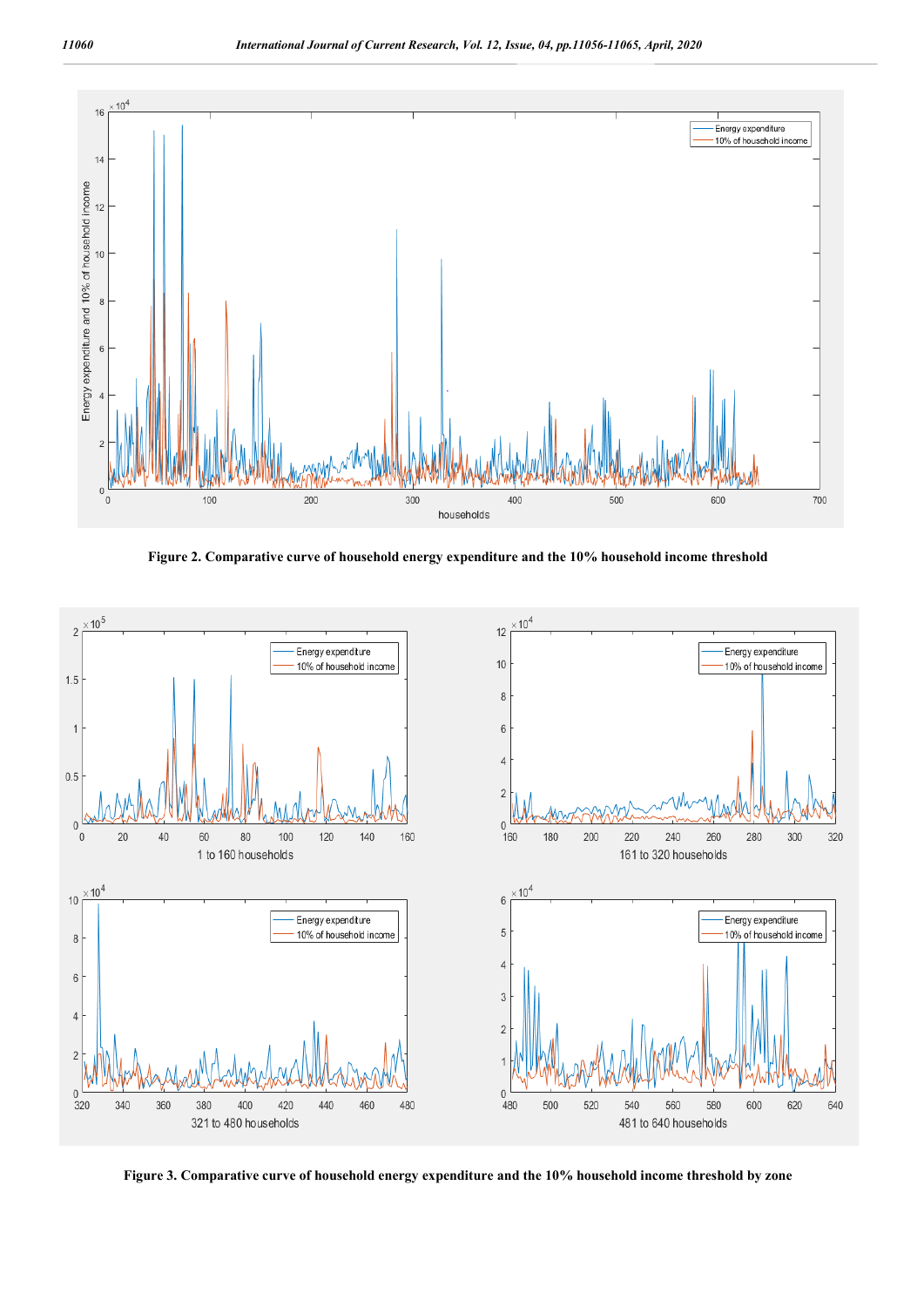**Figure 2. Comparative curve of household energy expenditure and the 10% household income threshold**

**Figure 3. Comparative curve of household energy expenditure and the 10% household income threshold by zone**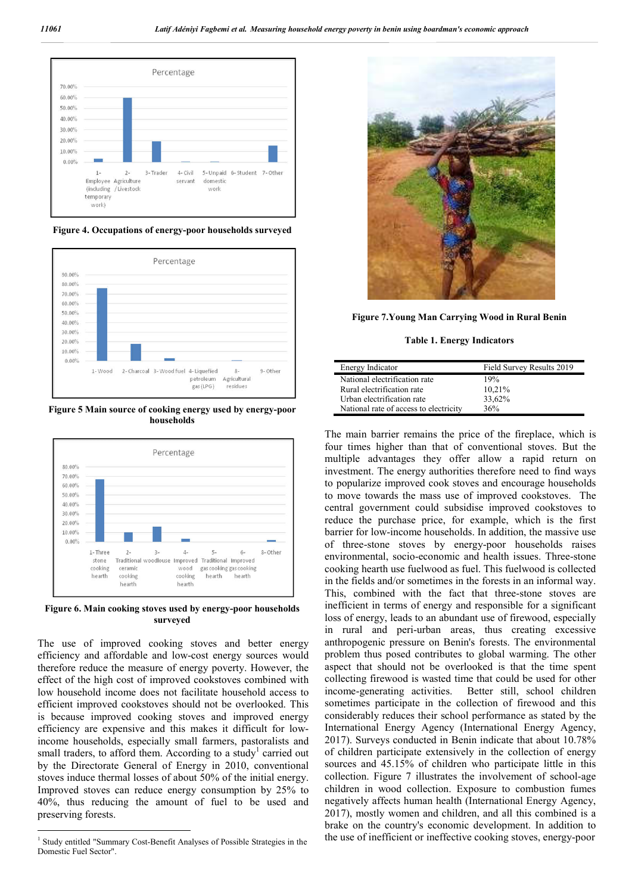Figure 4. Occupations of energy-poor households surveyed

Figure 5 Main source of cooking energy used by energy-poor households

Figure 6. Main cooking stoves used by energy-poor households surveyed

The use of improved cooking stoves and better energy efficiency and affordable and low-cost energy sources would therefore reduce the measure of energy poverty. However, the effect of the high cost of improved cookstoves combined with low household income does not facilitate household access to efficient improved cookstoves should not be overlooked. This is because improved cooking stoves and improved energy efficiency are expensive and this makes it difficult for low-income households, especially small farmers, pastoralists and small traders, to afford them. According to a study[1] carried out by the Directorate General of Energy in 2010, conventional stoves induce thermal losses of about 50% of the initial energy. Improved stoves can reduce energy consumption by 25% to 40%, thus reducing the amount of fuel to be used and preserving forests.

[1] Study entitled "Summary Cost-Benefit Analyses of Possible Strategies in the Domestic Fuel Sector".

Figure 7.Young Man Carrying Wood in Rural Benin

**Table 1. Energy Indicators**

| Energy Indicator | Field Survey Results 2019 |
|---|---|
| National electrification rate | 19% |
| Rural electrification rate | 10,21% |
| Urban electrification rate | 33,62% |
| National rate of access to electricity | 36% |

The main barrier remains the price of the fireplace, which is four times higher than that of conventional stoves. But the multiple advantages they offer allow a rapid return on investment. The energy authorities therefore need to find ways to popularize improved cook stoves and encourage households to move towards the mass use of improved cookstoves. The central government could subsidise improved cookstoves to reduce the purchase price, for example, which is the first barrier for low-income households. In addition, the massive use of three-stone stoves by energy-poor households raises environmental, socio-economic and health issues. Three-stone cooking hearth use fuelwood as fuel. This fuelwood is collected in the fields and/or sometimes in the forests in an informal way. This, combined with the fact that three-stone stoves are inefficient in terms of energy and responsible for a significant loss of energy, leads to an abundant use of firewood, especially in rural and peri-urban areas, thus creating excessive anthropogenic pressure on Benin's forests. The environmental problem thus posed contributes to global warming. The other aspect that should not be overlooked is that the time spent collecting firewood is wasted time that could be used for other income-generating activities. Better still, school children sometimes participate in the collection of firewood and this considerably reduces their school performance as stated by the International Energy Agency (International Energy Agency, 2017). Surveys conducted in Benin indicate that about 10.78% of children participate extensively in the collection of energy sources and 45.15% of children who participate little in this collection. Figure 7 illustrates the involvement of school-age children in wood collection. Exposure to combustion fumes negatively affects human health (International Energy Agency, 2017), mostly women and children, and all this combined is a brake on the country's economic development. In addition to the use of inefficient or ineffective cooking stoves, energy-poor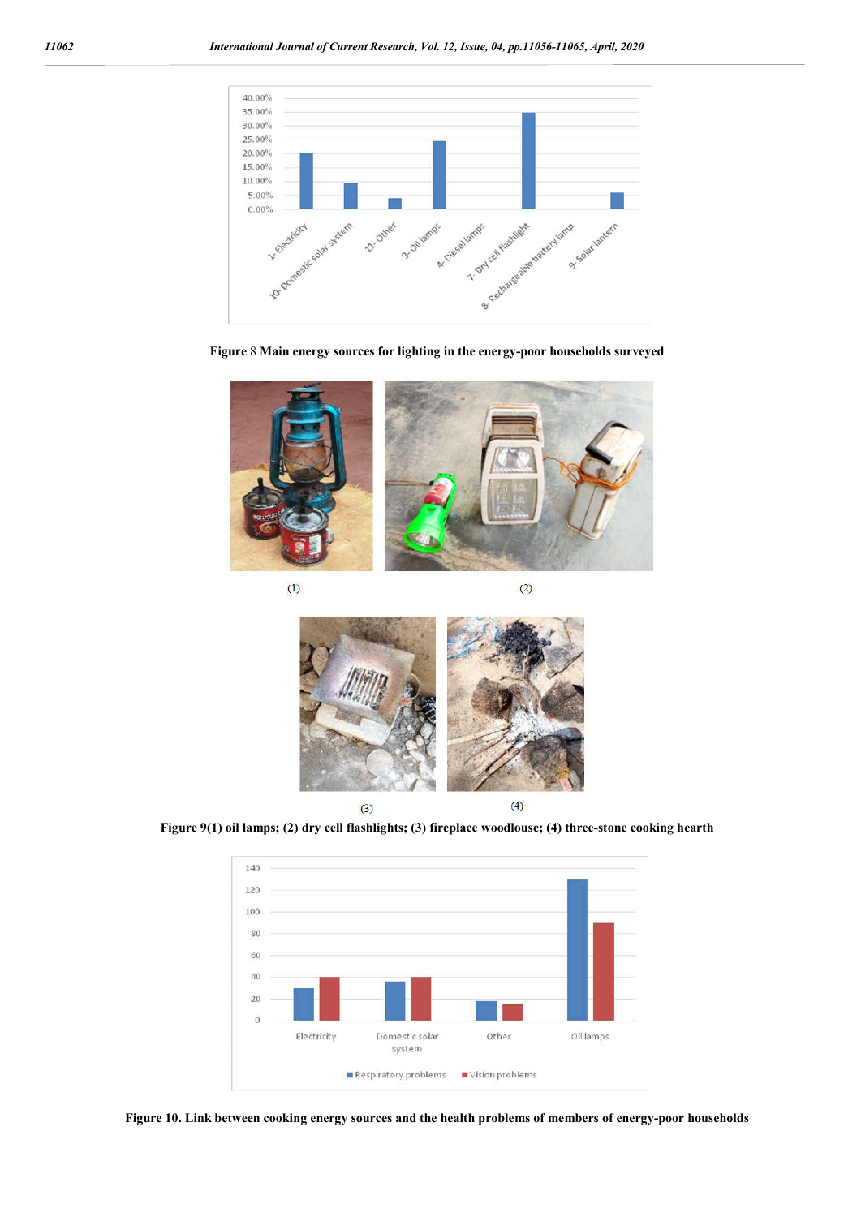Figure 8 Main energy sources for lighting in the energy-poor households surveyed

(1)

(2)

(3)

(4)

Figure 9(1) oil lamps; (2) dry cell flashlights; (3) fireplace woodlouse; (4) three-stone cooking hearth

Figure 10. Link between cooking energy sources and the health problems of members of energy-poor households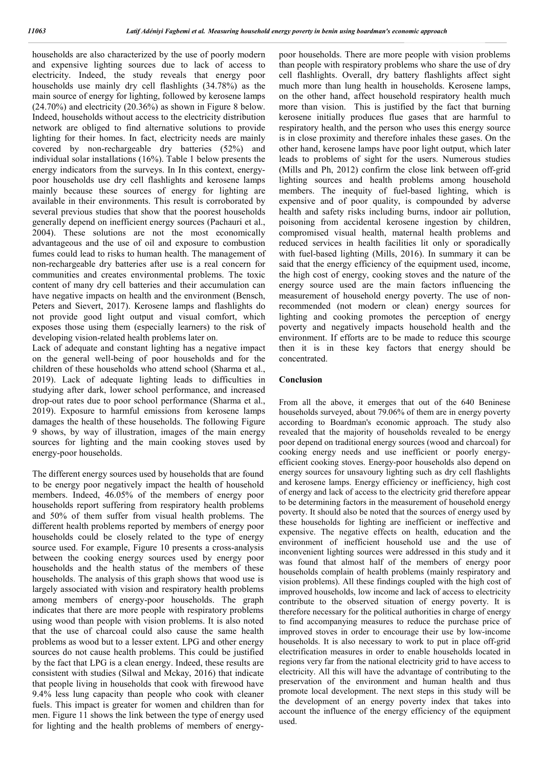households are also characterized by the use of poorly modern and expensive lighting sources due to lack of access to electricity. Indeed, the study reveals that energy poor households use mainly dry cell flashlights (34.78%) as the main source of energy for lighting, followed by kerosene lamps (24.70%) and electricity (20.36%) as shown in Figure 8 below. Indeed, households without access to the electricity distribution network are obliged to find alternative solutions to provide lighting for their homes. In fact, electricity needs are mainly covered by non-rechargeable dry batteries (52%) and individual solar installations (16%). Table 1 below presents the energy indicators from the surveys. In In this context, energy-poor households use dry cell flashlights and kerosene lamps mainly because these sources of energy for lighting are available in their environments. This result is corroborated by several previous studies that show that the poorest households generally depend on inefficient energy sources (Pachauri et al., 2004). These solutions are not the most economically advantageous and the use of oil and exposure to combustion fumes could lead to risks to human health. The management of non-rechargeable dry batteries after use is a real concern for communities and creates environmental problems. The toxic content of many dry cell batteries and their accumulation can have negative impacts on health and the environment (Bensch, Peters and Sievert, 2017). Kerosene lamps and flashlights do not provide good light output and visual comfort, which exposes those using them (especially learners) to the risk of developing vision-related health problems later on.

Lack of adequate and constant lighting has a negative impact on the general well-being of poor households and for the children of these households who attend school (Sharma et al., 2019). Lack of adequate lighting leads to difficulties in studying after dark, lower school performance, and increased drop-out rates due to poor school performance (Sharma et al., 2019). Exposure to harmful emissions from kerosene lamps damages the health of these households. The following Figure 9 shows, by way of illustration, images of the main energy sources for lighting and the main cooking stoves used by energy-poor households.

The different energy sources used by households that are found to be energy poor negatively impact the health of household members. Indeed, 46.05% of the members of energy poor households report suffering from respiratory health problems and 50% of them suffer from visual health problems. The different health problems reported by members of energy poor households could be closely related to the type of energy source used. For example, Figure 10 presents a cross-analysis between the cooking energy sources used by energy poor households and the health status of the members of these households. The analysis of this graph shows that wood use is largely associated with vision and respiratory health problems among members of energy-poor households. The graph indicates that there are more people with respiratory problems using wood than people with vision problems. It is also noted that the use of charcoal could also cause the same health problems as wood but to a lesser extent. LPG and other energy sources do not cause health problems. This could be justified by the fact that LPG is a clean energy. Indeed, these results are consistent with studies (Silwal and Mckay, 2016) that indicate that people living in households that cook with firewood have 9.4% less lung capacity than people who cook with cleaner fuels. This impact is greater for women and children than for men. Figure 11 shows the link between the type of energy used for lighting and the health problems of members of energy-poor households. There are more people with vision problems than people with respiratory problems who share the use of dry cell flashlights. Overall, dry battery flashlights affect sight much more than lung health in households. Kerosene lamps, on the other hand, affect household respiratory health much more than vision. This is justified by the fact that burning kerosene initially produces flue gases that are harmful to respiratory health, and the person who uses this energy source is in close proximity and therefore inhales these gases. On the other hand, kerosene lamps have poor light output, which later leads to problems of sight for the users. Numerous studies (Mills and Ph, 2012) confirm the close link between off-grid lighting sources and health problems among household members. The inequity of fuel-based lighting, which is expensive and of poor quality, is compounded by adverse health and safety risks including burns, indoor air pollution, poisoning from accidental kerosene ingestion by children, compromised visual health, maternal health problems and reduced services in health facilities lit only or sporadically with fuel-based lighting (Mills, 2016). In summary it can be said that the energy efficiency of the equipment used, income, the high cost of energy, cooking stoves and the nature of the energy source used are the main factors influencing the measurement of household energy poverty. The use of non-recommended (not modern or clean) energy sources for lighting and cooking promotes the perception of energy poverty and negatively impacts household health and the environment. If efforts are to be made to reduce this scourge then it is in these key factors that energy should be concentrated.

## Conclusion

From all the above, it emerges that out of the 640 Beninese households surveyed, about 79.06% of them are in energy poverty according to Boardman's economic approach. The study also revealed that the majority of households revealed to be energy poor depend on traditional energy sources (wood and charcoal) for cooking energy needs and use inefficient or poorly energy-efficient cooking stoves. Energy-poor households also depend on energy sources for unsavoury lighting such as dry cell flashlights and kerosene lamps. Energy efficiency or inefficiency, high cost of energy and lack of access to the electricity grid therefore appear to be determining factors in the measurement of household energy poverty. It should also be noted that the sources of energy used by these households for lighting are inefficient or ineffective and expensive. The negative effects on health, education and the environment of inefficient household use and the use of inconvenient lighting sources were addressed in this study and it was found that almost half of the members of energy poor households complain of health problems (mainly respiratory and vision problems). All these findings coupled with the high cost of improved households, low income and lack of access to electricity contribute to the observed situation of energy poverty. It is therefore necessary for the political authorities in charge of energy to find accompanying measures to reduce the purchase price of improved stoves in order to encourage their use by low-income households. It is also necessary to work to put in place off-grid electrification measures in order to enable households located in regions very far from the national electricity grid to have access to electricity. All this will have the advantage of contributing to the preservation of the environment and human health and thus promote local development. The next steps in this study will be the development of an energy poverty index that takes into account the influence of the energy efficiency of the equipment used.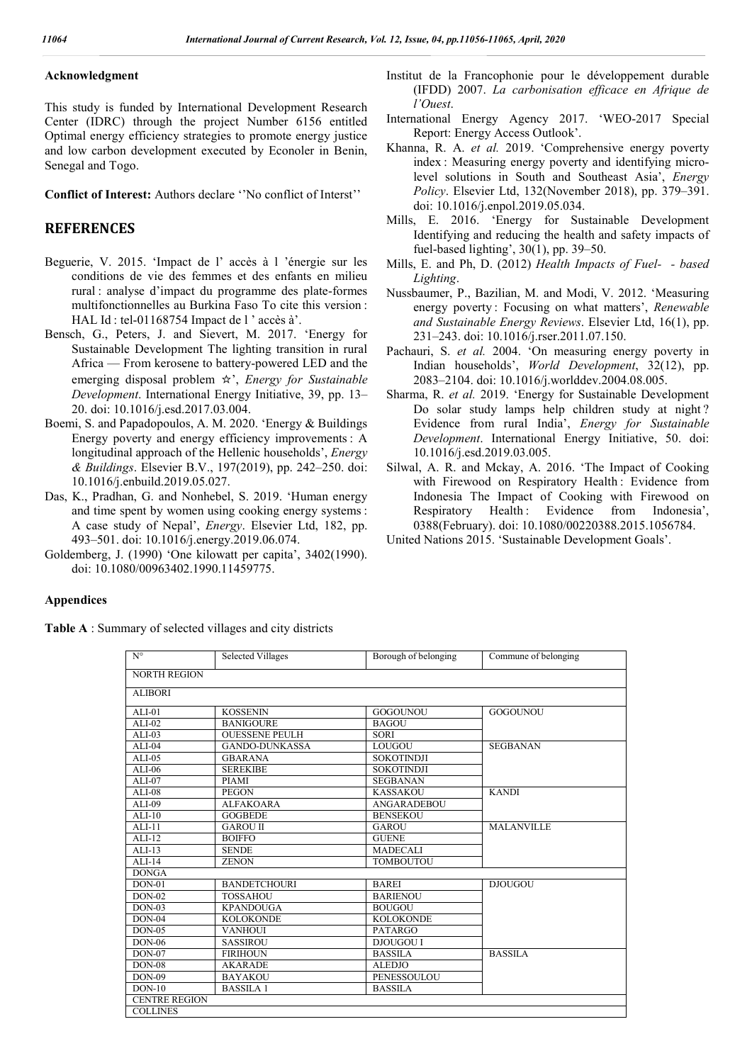### Acknowledgment

This study is funded by International Development Research Center (IDRC) through the project Number 6156 entitled Optimal energy efficiency strategies to promote energy justice and low carbon development executed by Econoler in Benin, Senegal and Togo.

**Conflict of Interest:** Authors declare ''No conflict of Interst''

## REFERENCES

- Beguerie, V. 2015. 'Impact de l' accès à l 'énergie sur les conditions de vie des femmes et des enfants en milieu rural : analyse d'impact du programme des plate-formes multifonctionnelles au Burkina Faso To cite this version : HAL Id : tel-01168754 Impact de l ' accès à'.
- Bensch, G., Peters, J. and Sievert, M. 2017. 'Energy for Sustainable Development The lighting transition in rural Africa — From kerosene to battery-powered LED and the emerging disposal problem ☆', *Energy for Sustainable Development*. International Energy Initiative, 39, pp. 13–20. doi: 10.1016/j.esd.2017.03.004.
- Boemi, S. and Papadopoulos, A. M. 2020. 'Energy & Buildings Energy poverty and energy efficiency improvements : A longitudinal approach of the Hellenic households', *Energy & Buildings*. Elsevier B.V., 197(2019), pp. 242–250. doi: 10.1016/j.enbuild.2019.05.027.
- Das, K., Pradhan, G. and Nonhebel, S. 2019. 'Human energy and time spent by women using cooking energy systems : A case study of Nepal', *Energy*. Elsevier Ltd, 182, pp. 493–501. doi: 10.1016/j.energy.2019.06.074.
- Goldemberg, J. (1990) 'One kilowatt per capita', 3402(1990). doi: 10.1080/00963402.1990.11459775.
- Institut de la Francophonie pour le développement durable (IFDD) 2007. *La carbonisation efficace en Afrique de l'Ouest*.
- International Energy Agency 2017. 'WEO-2017 Special Report: Energy Access Outlook'.
- Khanna, R. A. *et al.* 2019. 'Comprehensive energy poverty index : Measuring energy poverty and identifying micro-level solutions in South and Southeast Asia', *Energy Policy*. Elsevier Ltd, 132(November 2018), pp. 379–391. doi: 10.1016/j.enpol.2019.05.034.
- Mills, E. 2016. 'Energy for Sustainable Development Identifying and reducing the health and safety impacts of fuel-based lighting', 30(1), pp. 39–50.
- Mills, E. and Ph, D. (2012) *Health Impacts of Fuel- - based Lighting*.
- Nussbaumer, P., Bazilian, M. and Modi, V. 2012. 'Measuring energy poverty : Focusing on what matters', *Renewable and Sustainable Energy Reviews*. Elsevier Ltd, 16(1), pp. 231–243. doi: 10.1016/j.rser.2011.07.150.
- Pachauri, S. *et al.* 2004. 'On measuring energy poverty in Indian households', *World Development*, 32(12), pp. 2083–2104. doi: 10.1016/j.worlddev.2004.08.005.
- Sharma, R. *et al.* 2019. 'Energy for Sustainable Development Do solar study lamps help children study at night ? Evidence from rural India', *Energy for Sustainable Development*. International Energy Initiative, 50. doi: 10.1016/j.esd.2019.03.005.
- Silwal, A. R. and Mckay, A. 2016. 'The Impact of Cooking with Firewood on Respiratory Health : Evidence from Indonesia The Impact of Cooking with Firewood on Respiratory Health : Evidence from Indonesia', 0388(February). doi: 10.1080/00220388.2015.1056784.
- United Nations 2015. 'Sustainable Development Goals'.

### Appendices

**Table A** : Summary of selected villages and city districts

| N° | Selected Villages | Borough of belonging | Commune of belonging |
|---|---|---|---|
| NORTH REGION | | | |
| ALIBORI | | | |
| ALI-01 | KOSSENIN | GOGOUNOU | GOGOUNOU |
| ALI-02 | BANIGOURE | BAGOU | |
| ALI-03 | OUESSENE PEULH | SORI | |
| ALI-04 | GANDO-DUNKASSA | LOUGOU | SEGBANAN |
| ALI-05 | GBARANA | SOKOTINDJI | |
| ALI-06 | SEREKIBE | SOKOTINDJI | |
| ALI-07 | PIAMI | SEGBANAN | |
| ALI-08 | PEGON | KASSAKOU | KANDI |
| ALI-09 | ALFAKOARA | ANGARADEBOU | |
| ALI-10 | GOGBEDE | BENSEKOU | |
| ALI-11 | GAROU II | GAROU | MALANVILLE |
| ALI-12 | BOIFFO | GUENE | |
| ALI-13 | SENDE | MADECALI | |
| ALI-14 | ZENON | TOMBOUTOU | |
| DONGA | | | |
| DON-01 | BANDETCHOURI | BAREI | DJOUGOU |
| DON-02 | TOSSAHOU | BARIENOU | |
| DON-03 | KPANDOUGA | BOUGOU | |
| DON-04 | KOLOKONDE | KOLOKONDE | |
| DON-05 | VANHOUI | PATARGO | |
| DON-06 | SASSIROU | DJOUGOU I | |
| DON-07 | FIRIHOUN | BASSILA | BASSILA |
| DON-08 | AKARADE | ALEDJO | |
| DON-09 | BAYAKOU | PENESSOULOU | |
| DON-10 | BASSILA 1 | BASSILA | |
| CENTRE REGION | | | |
| COLLINES | | | |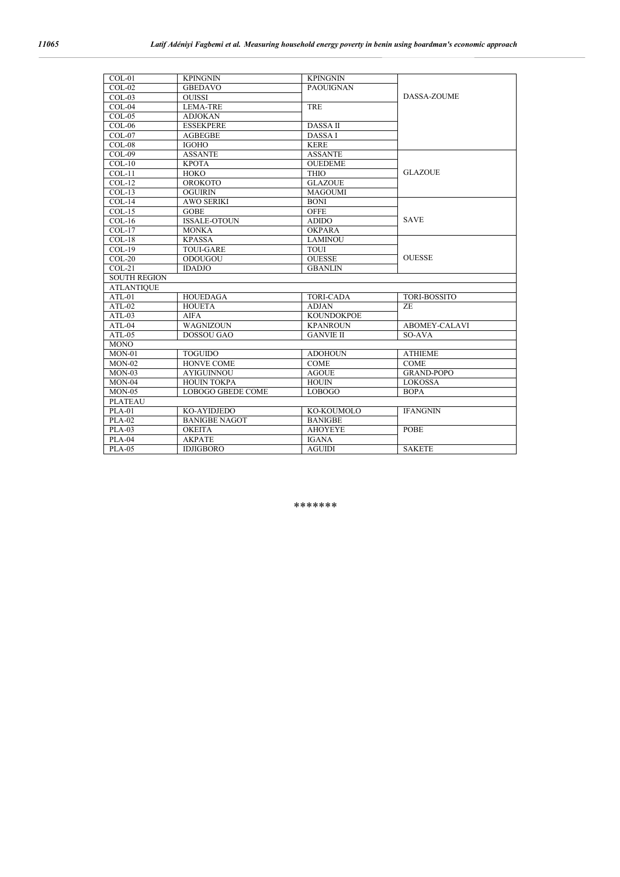| | | | |
|---|---|---|---|
| COL-01 | KPINGNIN | KPINGNIN | DASSA-ZOUME |
| COL-02 | GBEDAVO | PAOUIGNAN | |
| COL-03 | OUISSI | | |
| COL-04 | LEMA-TRE | TRE | |
| COL-05 | ADJOKAN | | |
| COL-06 | ESSEKPERE | DASSA II | |
| COL-07 | AGBEGBE | DASSA I | |
| COL-08 | IGOHO | KERE | |
| COL-09 | ASSANTE | ASSANTE | GLAZOUE |
| COL-10 | KPOTA | OUEDEME | |
| COL-11 | HOKO | THIO | |
| COL-12 | OROKOTO | GLAZOUE | |
| COL-13 | OGUIRIN | MAGOUMI | |
| COL-14 | AWO SERIKI | BONI | SAVE |
| COL-15 | GOBE | OFFE | |
| COL-16 | ISSALE-OTOUN | ADIDO | |
| COL-17 | MONKA | OKPARA | |
| COL-18 | KPASSA | LAMINOU | OUESSE |
| COL-19 | TOUI-GARE | TOUI | |
| COL-20 | ODOUGOU | OUESSE | |
| COL-21 | IDADJO | GBANLIN | |
| SOUTH REGION | | | |
| ATLANTIQUE | | | |
| ATL-01 | HOUEDAGA | TORI-CADA | TORI-BOSSITO |
| ATL-02 | HOUETA | ADJAN | ZE |
| ATL-03 | AIFA | KOUNDOKPOE | |
| ATL-04 | WAGNIZOUN | KPANROUN | ABOMEY-CALAVI |
| ATL-05 | DOSSOU GAO | GANVIE II | SO-AVA |
| MONO | | | |
| MON-01 | TOGUIDO | ADOHOUN | ATHIEME |
| MON-02 | HONVE COME | COME | COME |
| MON-03 | AYIGUINNOU | AGOUE | GRAND-POPO |
| MON-04 | HOUIN TOKPA | HOUIN | LOKOSSA |
| MON-05 | LOBOGO GBEDE COME | LOBOGO | BOPA |
| PLATEAU | | | |
| PLA-01 | KO-AYIDJEDO | KO-KOUMOLO | IFANGNIN |
| PLA-02 | BANIGBE NAGOT | BANIGBE | |
| PLA-03 | OKEITA | AHOYEYE | POBE |
| PLA-04 | AKPATE | IGANA | |
| PLA-05 | IDJIGBORO | AGUIDI | SAKETE |

*******